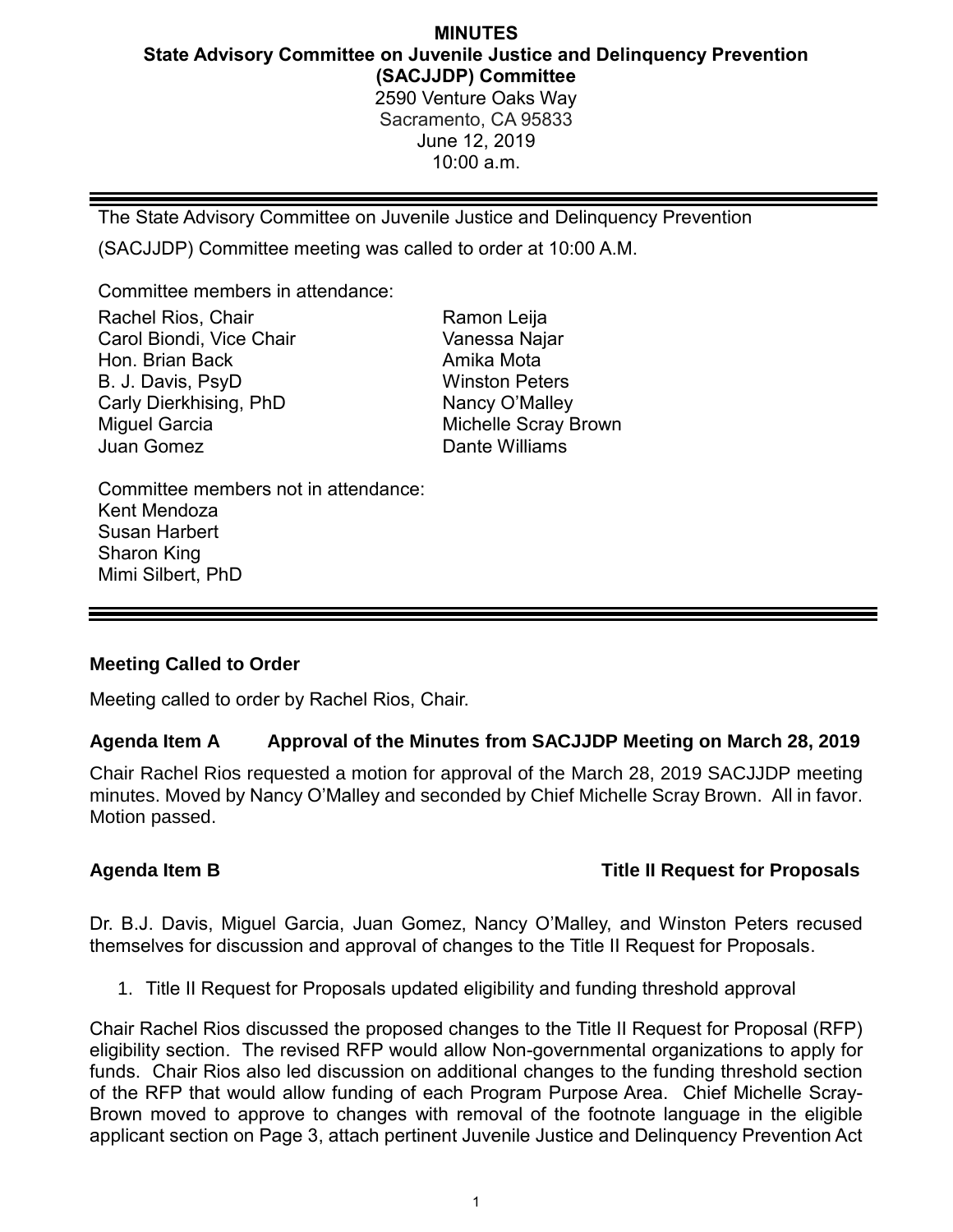# MINUTES

## State Advisory Committee on Juvenile Justice and Delinquency Prevention (SACJJDP) Committee

2590 Venture Oaks Way
Sacramento, CA 95833
June 12, 2019
10:00 a.m.

---

The State Advisory Committee on Juvenile Justice and Delinquency Prevention (SACJJDP) Committee meeting was called to order at 10:00 A.M.

Committee members in attendance:

Rachel Rios, Chair
Carol Biondi, Vice Chair
Hon. Brian Back
B. J. Davis, PsyD
Carly Dierkhising, PhD
Miguel Garcia
Juan Gomez
Ramon Leija
Vanessa Najar
Amika Mota
Winston Peters
Nancy O'Malley
Michelle Scray Brown
Dante Williams

Committee members not in attendance:
Kent Mendoza
Susan Harbert
Sharon King
Mimi Silbert, PhD

---

**Meeting Called to Order**

Meeting called to order by Rachel Rios, Chair.

**Agenda Item A Approval of the Minutes from SACJJDP Meeting on March 28, 2019**

Chair Rachel Rios requested a motion for approval of the March 28, 2019 SACJJDP meeting minutes. Moved by Nancy O'Malley and seconded by Chief Michelle Scray Brown. All in favor. Motion passed.

**Agenda Item B Title II Request for Proposals**

Dr. B.J. Davis, Miguel Garcia, Juan Gomez, Nancy O'Malley, and Winston Peters recused themselves for discussion and approval of changes to the Title II Request for Proposals.

1. Title II Request for Proposals updated eligibility and funding threshold approval

Chair Rachel Rios discussed the proposed changes to the Title II Request for Proposal (RFP) eligibility section. The revised RFP would allow Non-governmental organizations to apply for funds. Chair Rios also led discussion on additional changes to the funding threshold section of the RFP that would allow funding of each Program Purpose Area. Chief Michelle Scray-Brown moved to approve to changes with removal of the footnote language in the eligible applicant section on Page 3, attach pertinent Juvenile Justice and Delinquency Prevention Act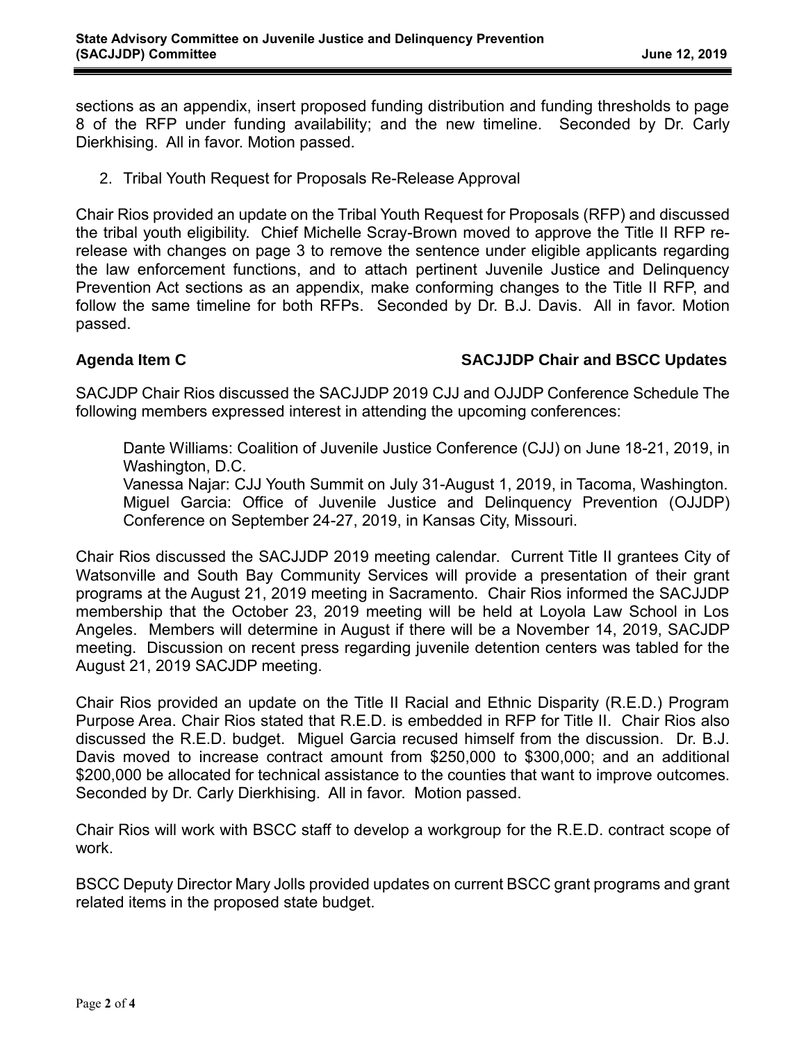sections as an appendix, insert proposed funding distribution and funding thresholds to page 8 of the RFP under funding availability; and the new timeline. Seconded by Dr. Carly Dierkhising. All in favor. Motion passed.

2. Tribal Youth Request for Proposals Re-Release Approval

Chair Rios provided an update on the Tribal Youth Request for Proposals (RFP) and discussed the tribal youth eligibility. Chief Michelle Scray-Brown moved to approve the Title II RFP re-release with changes on page 3 to remove the sentence under eligible applicants regarding the law enforcement functions, and to attach pertinent Juvenile Justice and Delinquency Prevention Act sections as an appendix, make conforming changes to the Title II RFP, and follow the same timeline for both RFPs. Seconded by Dr. B.J. Davis. All in favor. Motion passed.

**Agenda Item C** **SACJJDP Chair and BSCC Updates**

SACJDP Chair Rios discussed the SACJJDP 2019 CJJ and OJJDP Conference Schedule The following members expressed interest in attending the upcoming conferences:

Dante Williams: Coalition of Juvenile Justice Conference (CJJ) on June 18-21, 2019, in Washington, D.C.
Vanessa Najar: CJJ Youth Summit on July 31-August 1, 2019, in Tacoma, Washington.
Miguel Garcia: Office of Juvenile Justice and Delinquency Prevention (OJJDP) Conference on September 24-27, 2019, in Kansas City, Missouri.

Chair Rios discussed the SACJJDP 2019 meeting calendar. Current Title II grantees City of Watsonville and South Bay Community Services will provide a presentation of their grant programs at the August 21, 2019 meeting in Sacramento. Chair Rios informed the SACJJDP membership that the October 23, 2019 meeting will be held at Loyola Law School in Los Angeles. Members will determine in August if there will be a November 14, 2019, SACJDP meeting. Discussion on recent press regarding juvenile detention centers was tabled for the August 21, 2019 SACJDP meeting.

Chair Rios provided an update on the Title II Racial and Ethnic Disparity (R.E.D.) Program Purpose Area. Chair Rios stated that R.E.D. is embedded in RFP for Title II. Chair Rios also discussed the R.E.D. budget. Miguel Garcia recused himself from the discussion. Dr. B.J. Davis moved to increase contract amount from $250,000 to $300,000; and an additional $200,000 be allocated for technical assistance to the counties that want to improve outcomes. Seconded by Dr. Carly Dierkhising. All in favor. Motion passed.

Chair Rios will work with BSCC staff to develop a workgroup for the R.E.D. contract scope of work.

BSCC Deputy Director Mary Jolls provided updates on current BSCC grant programs and grant related items in the proposed state budget.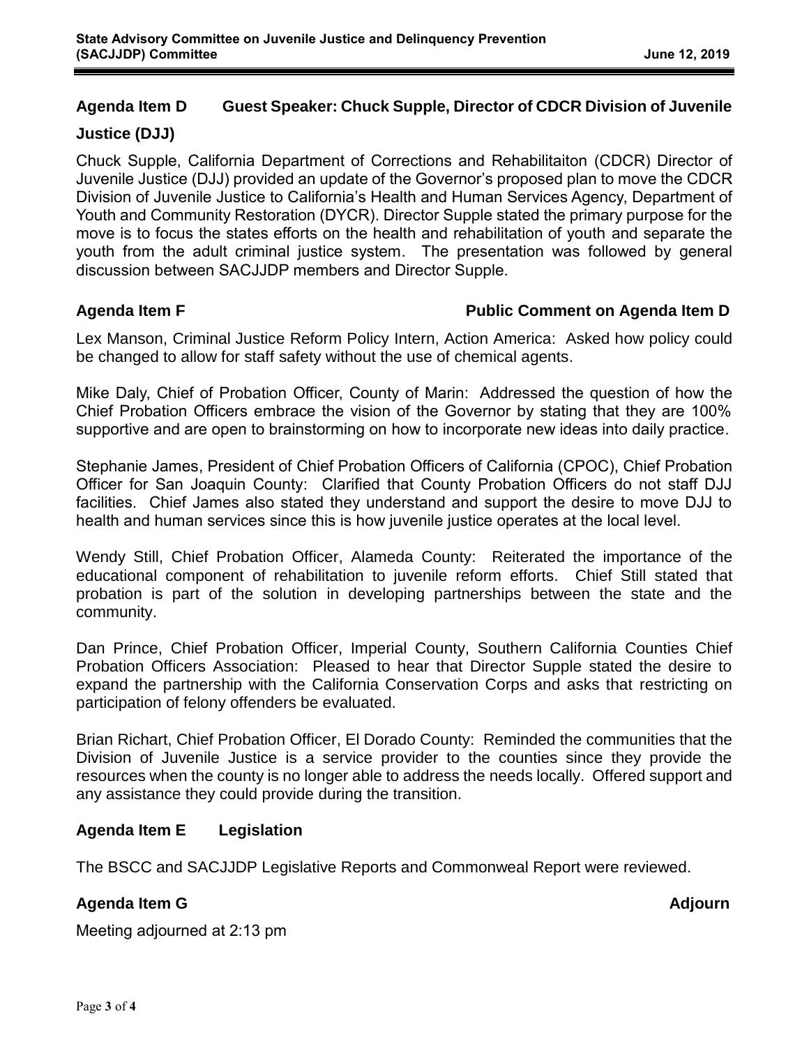## Agenda Item D Guest Speaker: Chuck Supple, Director of CDCR Division of Juvenile Justice (DJJ)

Chuck Supple, California Department of Corrections and Rehabilitaiton (CDCR) Director of Juvenile Justice (DJJ) provided an update of the Governor's proposed plan to move the CDCR Division of Juvenile Justice to California's Health and Human Services Agency, Department of Youth and Community Restoration (DYCR). Director Supple stated the primary purpose for the move is to focus the states efforts on the health and rehabilitation of youth and separate the youth from the adult criminal justice system. The presentation was followed by general discussion between SACJJDP members and Director Supple.

## Agenda Item F Public Comment on Agenda Item D

Lex Manson, Criminal Justice Reform Policy Intern, Action America: Asked how policy could be changed to allow for staff safety without the use of chemical agents.

Mike Daly, Chief of Probation Officer, County of Marin: Addressed the question of how the Chief Probation Officers embrace the vision of the Governor by stating that they are 100% supportive and are open to brainstorming on how to incorporate new ideas into daily practice.

Stephanie James, President of Chief Probation Officers of California (CPOC), Chief Probation Officer for San Joaquin County: Clarified that County Probation Officers do not staff DJJ facilities. Chief James also stated they understand and support the desire to move DJJ to health and human services since this is how juvenile justice operates at the local level.

Wendy Still, Chief Probation Officer, Alameda County: Reiterated the importance of the educational component of rehabilitation to juvenile reform efforts. Chief Still stated that probation is part of the solution in developing partnerships between the state and the community.

Dan Prince, Chief Probation Officer, Imperial County, Southern California Counties Chief Probation Officers Association: Pleased to hear that Director Supple stated the desire to expand the partnership with the California Conservation Corps and asks that restricting on participation of felony offenders be evaluated.

Brian Richart, Chief Probation Officer, El Dorado County: Reminded the communities that the Division of Juvenile Justice is a service provider to the counties since they provide the resources when the county is no longer able to address the needs locally. Offered support and any assistance they could provide during the transition.

## Agenda Item E Legislation

The BSCC and SACJJDP Legislative Reports and Commonweal Report were reviewed.

## Agenda Item G Adjourn

Meeting adjourned at 2:13 pm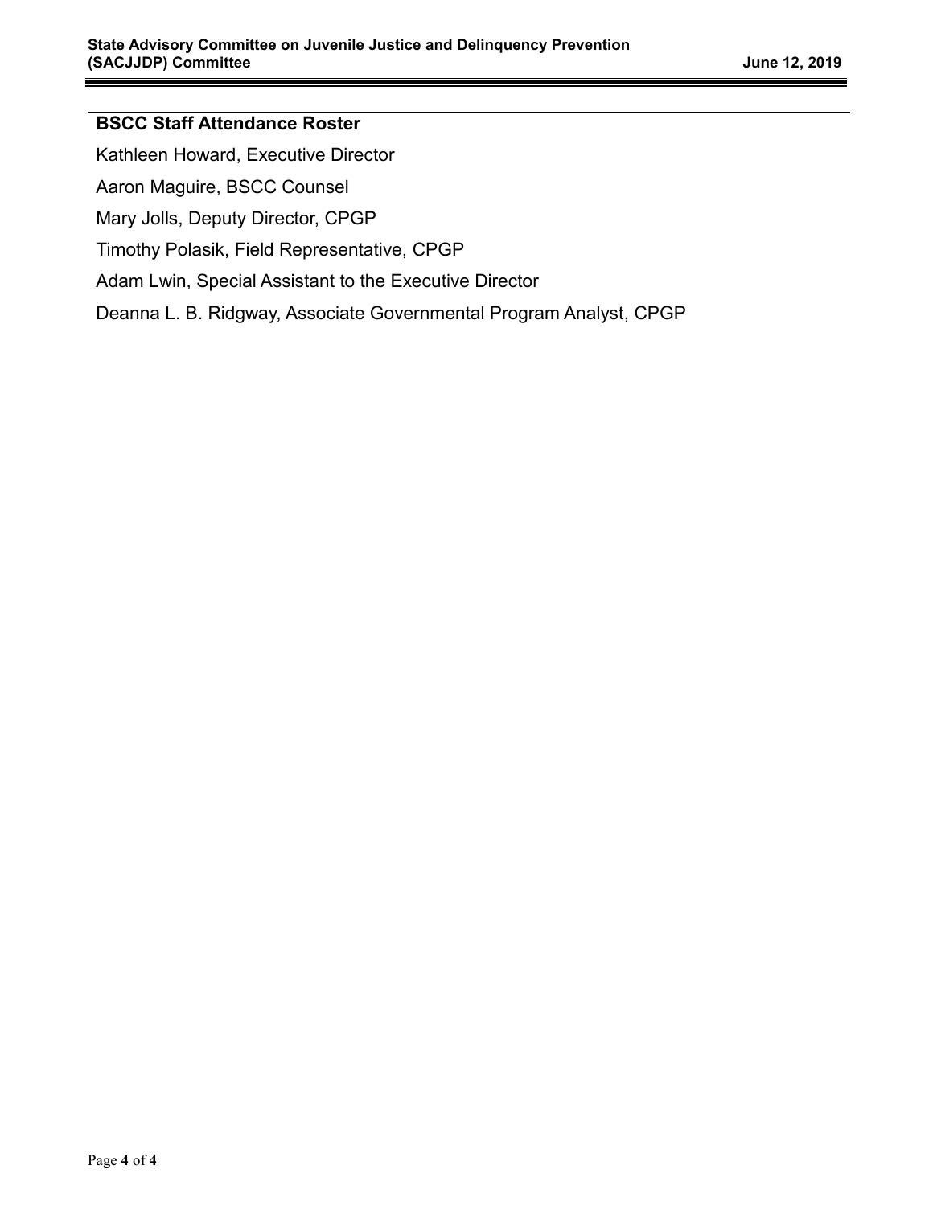## BSCC Staff Attendance Roster

Kathleen Howard, Executive Director

Aaron Maguire, BSCC Counsel

Mary Jolls, Deputy Director, CPGP

Timothy Polasik, Field Representative, CPGP

Adam Lwin, Special Assistant to the Executive Director

Deanna L. B. Ridgway, Associate Governmental Program Analyst, CPGP